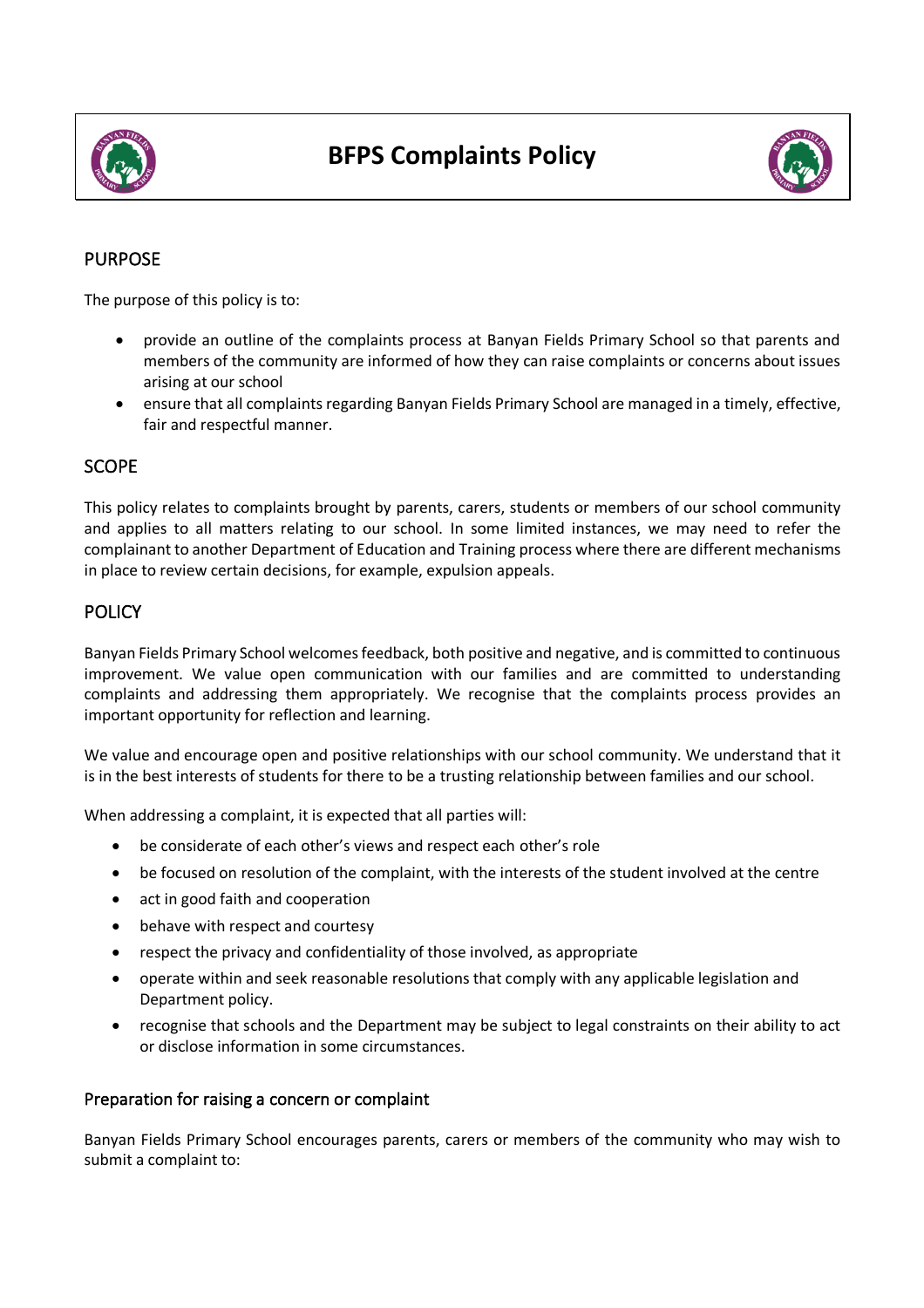# BFPS Complaints Policy

## PURPOSE

The purpose of this policy is to:

- provide an outline of the complaints process at Banyan Fields Primary School so that parents and members of the community are informed of how they can raise complaints or concerns about issues arising at our school
- ensure that all complaints regarding Banyan Fields Primary School are managed in a timely, effective, fair and respectful manner.

## SCOPE

This policy relates to complaints brought by parents, carers, students or members of our school community and applies to all matters relating to our school. In some limited instances, we may need to refer the complainant to another Department of Education and Training process where there are different mechanisms in place to review certain decisions, for example, expulsion appeals.

## POLICY

Banyan Fields Primary School welcomes feedback, both positive and negative, and is committed to continuous improvement. We value open communication with our families and are committed to understanding complaints and addressing them appropriately. We recognise that the complaints process provides an important opportunity for reflection and learning.

We value and encourage open and positive relationships with our school community. We understand that it is in the best interests of students for there to be a trusting relationship between families and our school.

When addressing a complaint, it is expected that all parties will:

- be considerate of each other's views and respect each other's role
- be focused on resolution of the complaint, with the interests of the student involved at the centre
- act in good faith and cooperation
- behave with respect and courtesy
- respect the privacy and confidentiality of those involved, as appropriate
- operate within and seek reasonable resolutions that comply with any applicable legislation and Department policy.
- recognise that schools and the Department may be subject to legal constraints on their ability to act or disclose information in some circumstances.

### Preparation for raising a concern or complaint

Banyan Fields Primary School encourages parents, carers or members of the community who may wish to submit a complaint to: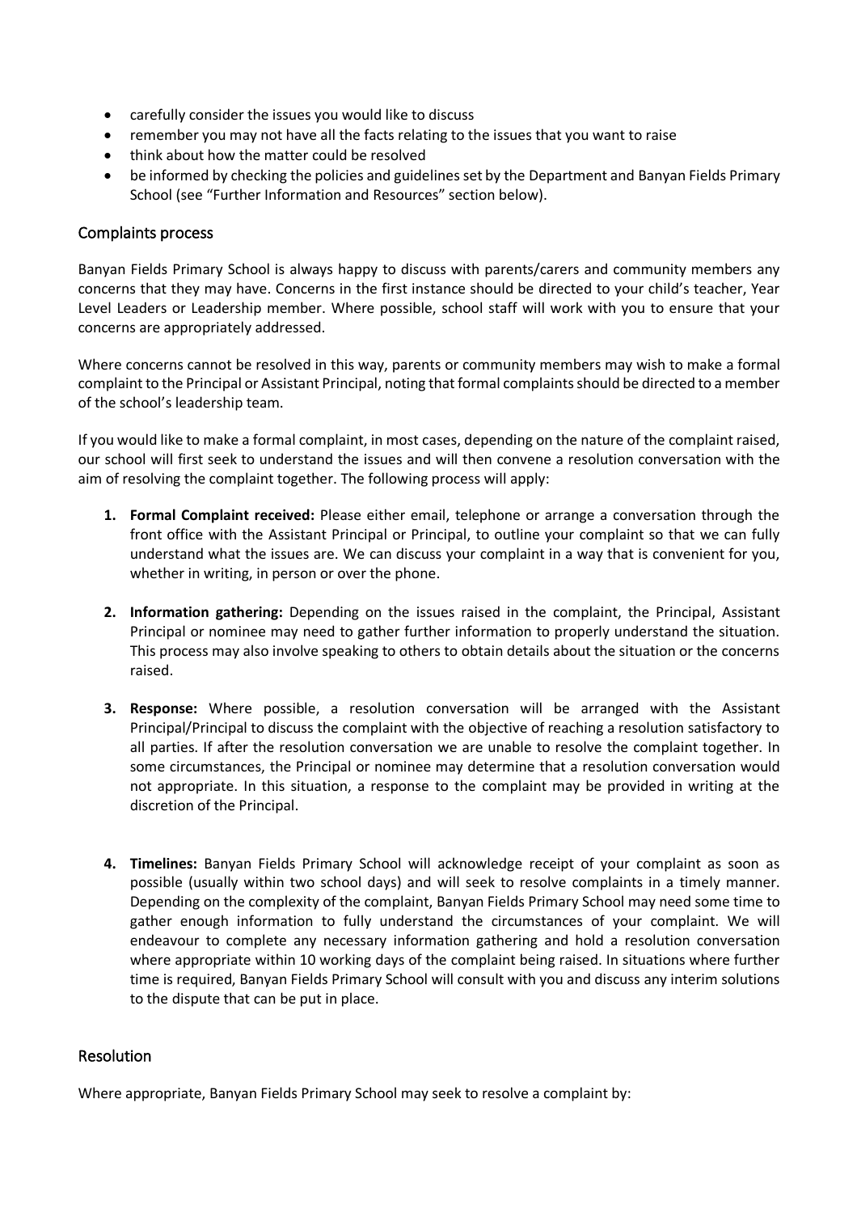- carefully consider the issues you would like to discuss
- remember you may not have all the facts relating to the issues that you want to raise
- think about how the matter could be resolved
- be informed by checking the policies and guidelines set by the Department and Banyan Fields Primary School (see "Further Information and Resources" section below).

## Complaints process

Banyan Fields Primary School is always happy to discuss with parents/carers and community members any concerns that they may have. Concerns in the first instance should be directed to your child's teacher, Year Level Leaders or Leadership member. Where possible, school staff will work with you to ensure that your concerns are appropriately addressed.

Where concerns cannot be resolved in this way, parents or community members may wish to make a formal complaint to the Principal or Assistant Principal, noting that formal complaints should be directed to a member of the school's leadership team.

If you would like to make a formal complaint, in most cases, depending on the nature of the complaint raised, our school will first seek to understand the issues and will then convene a resolution conversation with the aim of resolving the complaint together. The following process will apply:

1. **Formal Complaint received:** Please either email, telephone or arrange a conversation through the front office with the Assistant Principal or Principal, to outline your complaint so that we can fully understand what the issues are. We can discuss your complaint in a way that is convenient for you, whether in writing, in person or over the phone.

2. **Information gathering:** Depending on the issues raised in the complaint, the Principal, Assistant Principal or nominee may need to gather further information to properly understand the situation. This process may also involve speaking to others to obtain details about the situation or the concerns raised.

3. **Response:** Where possible, a resolution conversation will be arranged with the Assistant Principal/Principal to discuss the complaint with the objective of reaching a resolution satisfactory to all parties. If after the resolution conversation we are unable to resolve the complaint together. In some circumstances, the Principal or nominee may determine that a resolution conversation would not appropriate. In this situation, a response to the complaint may be provided in writing at the discretion of the Principal.

4. **Timelines:** Banyan Fields Primary School will acknowledge receipt of your complaint as soon as possible (usually within two school days) and will seek to resolve complaints in a timely manner. Depending on the complexity of the complaint, Banyan Fields Primary School may need some time to gather enough information to fully understand the circumstances of your complaint. We will endeavour to complete any necessary information gathering and hold a resolution conversation where appropriate within 10 working days of the complaint being raised. In situations where further time is required, Banyan Fields Primary School will consult with you and discuss any interim solutions to the dispute that can be put in place.

## Resolution

Where appropriate, Banyan Fields Primary School may seek to resolve a complaint by: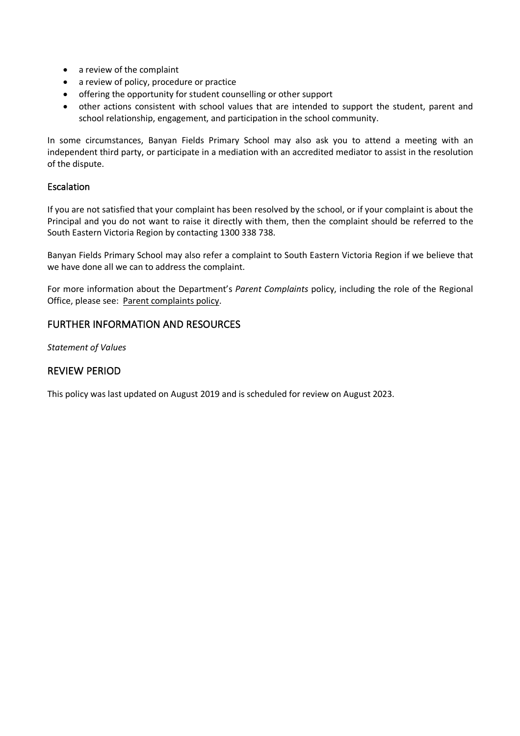- a review of the complaint
- a review of policy, procedure or practice
- offering the opportunity for student counselling or other support
- other actions consistent with school values that are intended to support the student, parent and school relationship, engagement, and participation in the school community.

In some circumstances, Banyan Fields Primary School may also ask you to attend a meeting with an independent third party, or participate in a mediation with an accredited mediator to assist in the resolution of the dispute.

### Escalation

If you are not satisfied that your complaint has been resolved by the school, or if your complaint is about the Principal and you do not want to raise it directly with them, then the complaint should be referred to the South Eastern Victoria Region by contacting 1300 338 738.

Banyan Fields Primary School may also refer a complaint to South Eastern Victoria Region if we believe that we have done all we can to address the complaint.

For more information about the Department's *Parent Complaints* policy, including the role of the Regional Office, please see: Parent complaints policy.

## FURTHER INFORMATION AND RESOURCES

*Statement of Values*

## REVIEW PERIOD

This policy was last updated on August 2019 and is scheduled for review on August 2023.